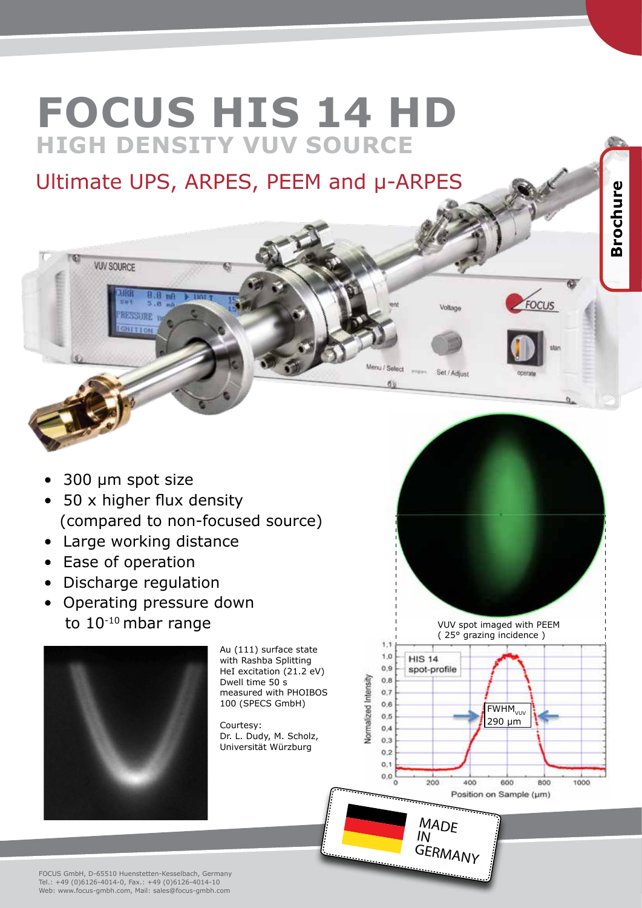# FOCUS HIS 14 HD

## HIGH DENSITY VUV SOURCE

### Ultimate UPS, ARPES, PEEM and μ-ARPES

Brochure

- 300 μm spot size
- 50 x higher flux density (compared to non-focused source)
- Large working distance
- Ease of operation
- Discharge regulation
- Operating pressure down to $10^{-10}$ mbar range

Au (111) surface state with Rashba Splitting
HeI excitation (21.2 eV)
Dwell time 50 s
measured with PHOIBOS 100 (SPECS GmbH)

Courtesy:
Dr. L. Dudy, M. Scholz, Universität Würzburg

VUV spot imaged with PEEM
( 25° grazing incidence )

HIS 14 spot-profile

$FWHM_{VUV}$ 290 μm

Normalized Intensity

Position on Sample (μm)

MADE IN GERMANY

FOCUS GmbH, D-65510 Huenstetten-Kesselbach, Germany
Tel.: +49 (0)6126-4014-0, Fax.: +49 (0)6126-4014-10
Web: www.focus-gmbh.com, Mail: sales@focus-gmbh.com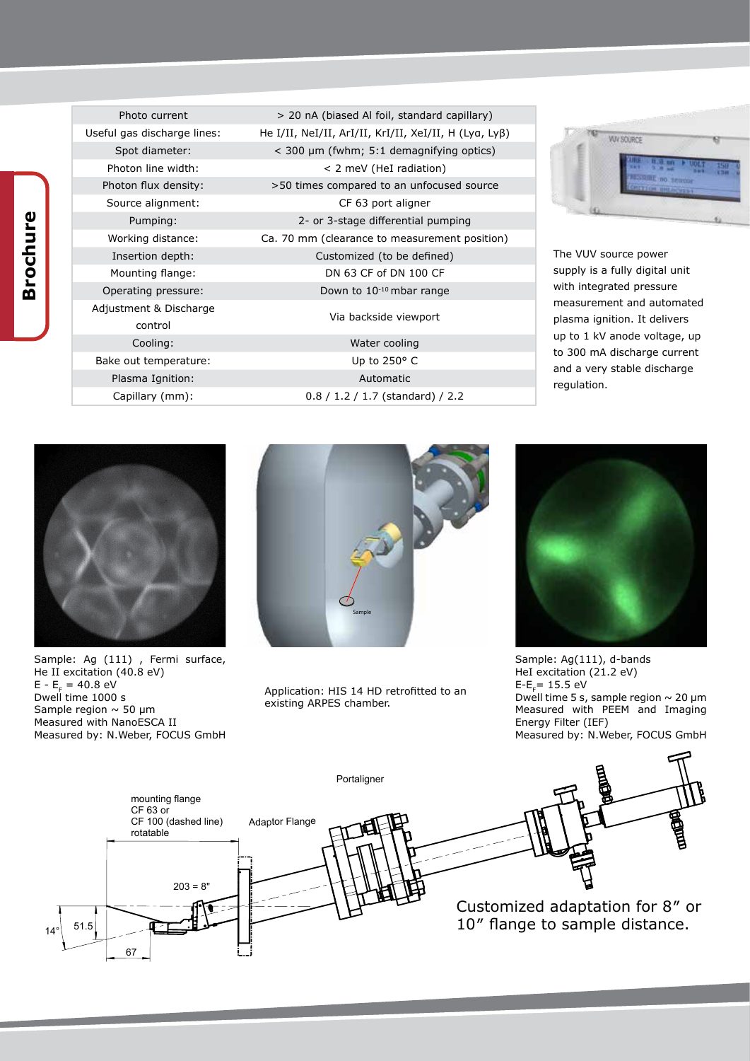| | |
|---|---|
| Photo current | > 20 nA (biased Al foil, standard capillary) |
| Useful gas discharge lines: | He I/II, NeI/II, ArI/II, KrI/II, XeI/II, H (Lyα, Lyβ) |
| Spot diameter: | < 300 µm (fwhm; 5:1 demagnifying optics) |
| Photon line width: | < 2 meV (HeI radiation) |
| Photon flux density: | >50 times compared to an unfocused source |
| Source alignment: | CF 63 port aligner |
| Pumping: | 2- or 3-stage differential pumping |
| Working distance: | Ca. 70 mm (clearance to measurement position) |
| Insertion depth: | Customized (to be defined) |
| Mounting flange: | DN 63 CF of DN 100 CF |
| Operating pressure: | Down to $10^{-10}$ mbar range |
| Adjustment & Discharge control | Via backside viewport |
| Cooling: | Water cooling |
| Bake out temperature: | Up to 250° C |
| Plasma Ignition: | Automatic |
| Capillary (mm): | 0.8 / 1.2 / 1.7 (standard) / 2.2 |

The VUV source power supply is a fully digital unit with integrated pressure measurement and automated plasma ignition. It delivers up to 1 kV anode voltage, up to 300 mA discharge current and a very stable discharge regulation.

Sample: Ag (111) , Fermi surface,
He II excitation (40.8 eV)
$E - E_F = 40.8$ eV
Dwell time 1000 s
Sample region ~ 50 µm
Measured with NanoESCA II
Measured by: N.Weber, FOCUS GmbH

Application: HIS 14 HD retrofitted to an existing ARPES chamber.

Sample: Ag(111), d-bands
HeI excitation (21.2 eV)
$E-E_F = 15.5$ eV
Dwell time 5 s, sample region ~ 20 µm
Measured with PEEM and Imaging Energy Filter (IEF)
Measured by: N.Weber, FOCUS GmbH

mounting flange
CF 63 or
CF 100 (dashed line)
rotatable

Portaligner

Adaptor Flange

203 = 8"

14°

51.5

67

Customized adaptation for 8" or 10" flange to sample distance.